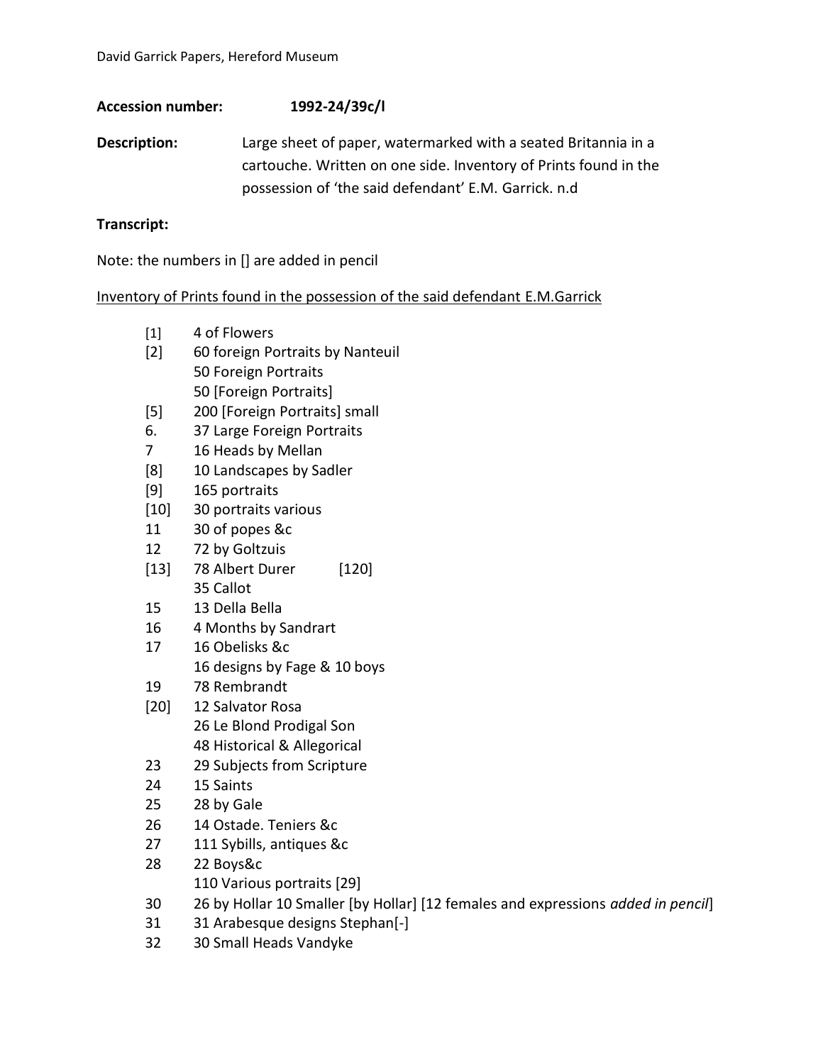David Garrick Papers, Hereford Museum

**Accession number:** **1992-24/39c/l**

**Description:** Large sheet of paper, watermarked with a seated Britannia in a cartouche. Written on one side. Inventory of Prints found in the possession of 'the said defendant' E.M. Garrick. n.d

**Transcript:**

Note: the numbers in [] are added in pencil

<u>Inventory of Prints found in the possession of the said defendant E.M.Garrick</u>

| | |
|---|---|
| [1] | 4 of Flowers |
| [2] | 60 foreign Portraits by Nanteuil |
| | 50 Foreign Portraits |
| | 50 [Foreign Portraits] |
| [5] | 200 [Foreign Portraits] small |
| 6. | 37 Large Foreign Portraits |
| 7 | 16 Heads by Mellan |
| [8] | 10 Landscapes by Sadler |
| [9] | 165 portraits |
| [10] | 30 portraits various |
| 11 | 30 of popes &c |
| 12 | 72 by Goltzuis |
| [13] | 78 Albert Durer [120] |
| | 35 Callot |
| 15 | 13 Della Bella |
| 16 | 4 Months by Sandrart |
| 17 | 16 Obelisks &c |
| | 16 designs by Fage & 10 boys |
| 19 | 78 Rembrandt |
| [20] | 12 Salvator Rosa |
| | 26 Le Blond Prodigal Son |
| | 48 Historical & Allegorical |
| 23 | 29 Subjects from Scripture |
| 24 | 15 Saints |
| 25 | 28 by Gale |
| 26 | 14 Ostade. Teniers &c |
| 27 | 111 Sybills, antiques &c |
| 28 | 22 Boys&c |
| | 110 Various portraits [29] |
| 30 | 26 by Hollar 10 Smaller [by Hollar] [12 females and expressions *added in pencil*] |
| 31 | 31 Arabesque designs Stephan[-] |
| 32 | 30 Small Heads Vandyke |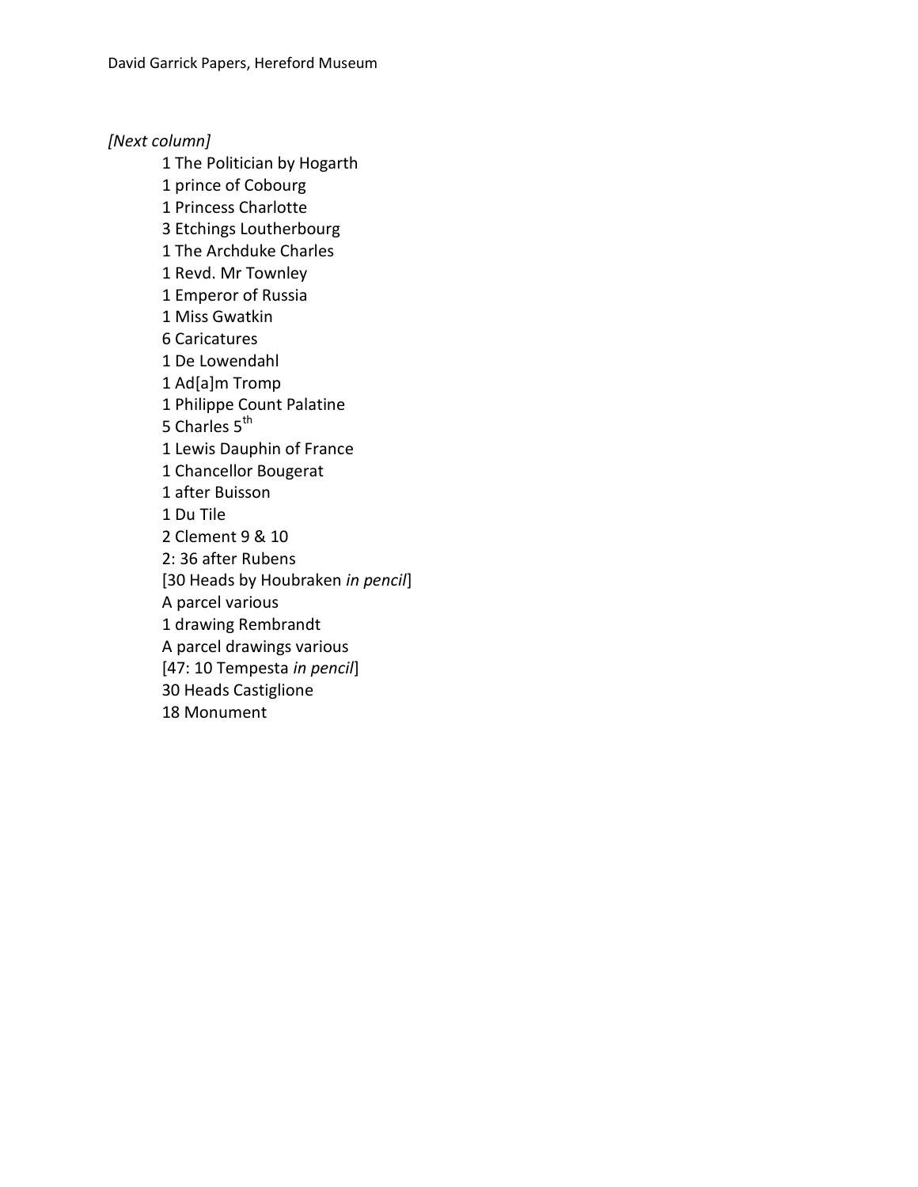*[Next column]*

1 The Politician by Hogarth
1 prince of Cobourg
1 Princess Charlotte
3 Etchings Loutherbourg
1 The Archduke Charles
1 Revd. Mr Townley
1 Emperor of Russia
1 Miss Gwatkin
6 Caricatures
1 De Lowendahl
1 Ad[a]m Tromp
1 Philippe Count Palatine
5 Charles 5th
1 Lewis Dauphin of France
1 Chancellor Bougerat
1 after Buisson
1 Du Tile
2 Clement 9 & 10
2: 36 after Rubens
[30 Heads by Houbraken *in pencil*]
A parcel various
1 drawing Rembrandt
A parcel drawings various
[47: 10 Tempesta *in pencil*]
30 Heads Castiglione
18 Monument